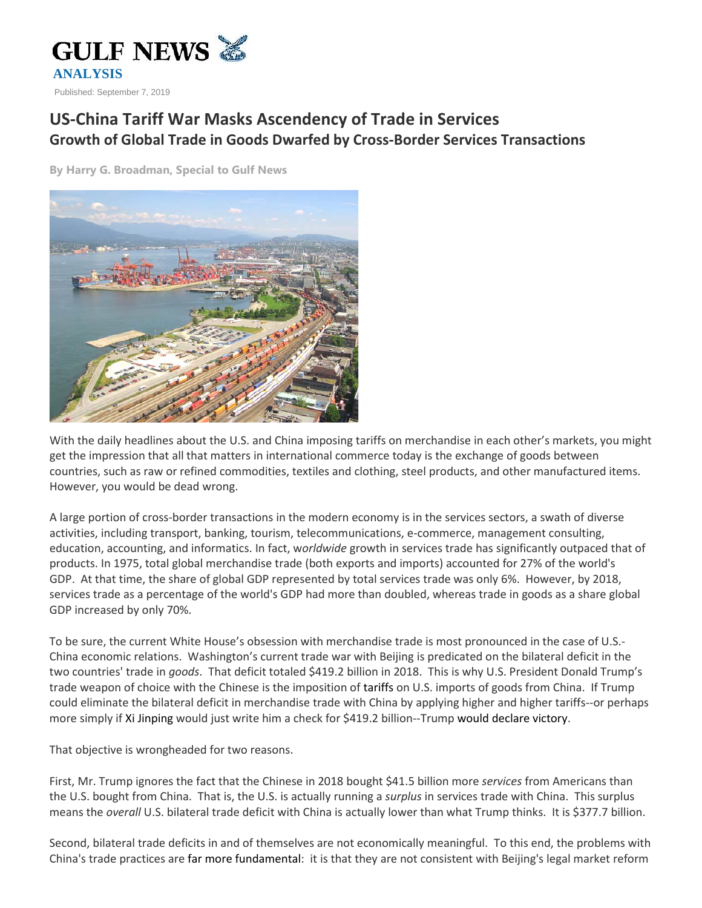GULF NEWS

**ANALYSIS**

Published: September 7, 2019

# US-China Tariff War Masks Ascendency of Trade in Services

## Growth of Global Trade in Goods Dwarfed by Cross-Border Services Transactions

**By Harry G. Broadman, Special to Gulf News**

With the daily headlines about the U.S. and China imposing tariffs on merchandise in each other's markets, you might get the impression that all that matters in international commerce today is the exchange of goods between countries, such as raw or refined commodities, textiles and clothing, steel products, and other manufactured items. However, you would be dead wrong.

A large portion of cross-border transactions in the modern economy is in the services sectors, a swath of diverse activities, including transport, banking, tourism, telecommunications, e-commerce, management consulting, education, accounting, and informatics. In fact, w*orldwide* growth in services trade has significantly outpaced that of products. In 1975, total global merchandise trade (both exports and imports) accounted for 27% of the world's GDP. At that time, the share of global GDP represented by total services trade was only 6%. However, by 2018, services trade as a percentage of the world's GDP had more than doubled, whereas trade in goods as a share global GDP increased by only 70%.

To be sure, the current White House's obsession with merchandise trade is most pronounced in the case of U.S.-China economic relations. Washington's current trade war with Beijing is predicated on the bilateral deficit in the two countries' trade in *goods*. That deficit totaled $419.2 billion in 2018. This is why U.S. President Donald Trump's trade weapon of choice with the Chinese is the imposition of tariffs on U.S. imports of goods from China. If Trump could eliminate the bilateral deficit in merchandise trade with China by applying higher and higher tariffs--or perhaps more simply if Xi Jinping would just write him a check for $419.2 billion--Trump would declare victory.

That objective is wrongheaded for two reasons.

First, Mr. Trump ignores the fact that the Chinese in 2018 bought $41.5 billion more *services* from Americans than the U.S. bought from China. That is, the U.S. is actually running a *surplus* in services trade with China. This surplus means the *overall* U.S. bilateral trade deficit with China is actually lower than what Trump thinks. It is $377.7 billion.

Second, bilateral trade deficits in and of themselves are not economically meaningful. To this end, the problems with China's trade practices are far more fundamental: it is that they are not consistent with Beijing's legal market reform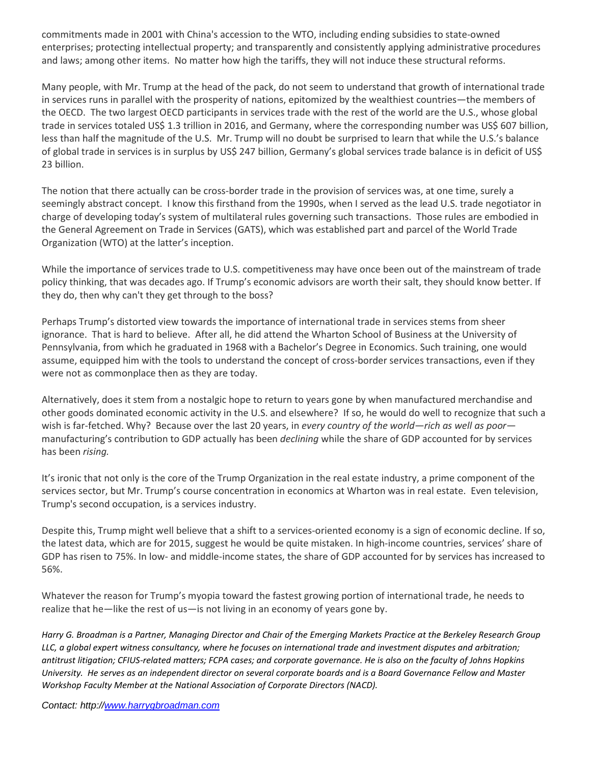commitments made in 2001 with China's accession to the WTO, including ending subsidies to state-owned enterprises; protecting intellectual property; and transparently and consistently applying administrative procedures and laws; among other items. No matter how high the tariffs, they will not induce these structural reforms.

Many people, with Mr. Trump at the head of the pack, do not seem to understand that growth of international trade in services runs in parallel with the prosperity of nations, epitomized by the wealthiest countries—the members of the OECD. The two largest OECD participants in services trade with the rest of the world are the U.S., whose global trade in services totaled US$ 1.3 trillion in 2016, and Germany, where the corresponding number was US$ 607 billion, less than half the magnitude of the U.S. Mr. Trump will no doubt be surprised to learn that while the U.S.'s balance of global trade in services is in surplus by US$ 247 billion, Germany's global services trade balance is in deficit of US$ 23 billion.

The notion that there actually can be cross-border trade in the provision of services was, at one time, surely a seemingly abstract concept. I know this firsthand from the 1990s, when I served as the lead U.S. trade negotiator in charge of developing today's system of multilateral rules governing such transactions. Those rules are embodied in the General Agreement on Trade in Services (GATS), which was established part and parcel of the World Trade Organization (WTO) at the latter's inception.

While the importance of services trade to U.S. competitiveness may have once been out of the mainstream of trade policy thinking, that was decades ago. If Trump's economic advisors are worth their salt, they should know better. If they do, then why can't they get through to the boss?

Perhaps Trump's distorted view towards the importance of international trade in services stems from sheer ignorance. That is hard to believe. After all, he did attend the Wharton School of Business at the University of Pennsylvania, from which he graduated in 1968 with a Bachelor's Degree in Economics. Such training, one would assume, equipped him with the tools to understand the concept of cross-border services transactions, even if they were not as commonplace then as they are today.

Alternatively, does it stem from a nostalgic hope to return to years gone by when manufactured merchandise and other goods dominated economic activity in the U.S. and elsewhere? If so, he would do well to recognize that such a wish is far-fetched. Why? Because over the last 20 years, in *every country of the world—rich as well as poor—* manufacturing's contribution to GDP actually has been *declining* while the share of GDP accounted for by services has been *rising.*

It's ironic that not only is the core of the Trump Organization in the real estate industry, a prime component of the services sector, but Mr. Trump's course concentration in economics at Wharton was in real estate. Even television, Trump's second occupation, is a services industry.

Despite this, Trump might well believe that a shift to a services-oriented economy is a sign of economic decline. If so, the latest data, which are for 2015, suggest he would be quite mistaken. In high-income countries, services' share of GDP has risen to 75%. In low- and middle-income states, the share of GDP accounted for by services has increased to 56%.

Whatever the reason for Trump's myopia toward the fastest growing portion of international trade, he needs to realize that he—like the rest of us—is not living in an economy of years gone by.

*Harry G. Broadman is a Partner, Managing Director and Chair of the Emerging Markets Practice at the Berkeley Research Group LLC, a global expert witness consultancy, where he focuses on international trade and investment disputes and arbitration; antitrust litigation; CFIUS-related matters; FCPA cases; and corporate governance. He is also on the faculty of Johns Hopkins University. He serves as an independent director on several corporate boards and is a Board Governance Fellow and Master Workshop Faculty Member at the National Association of Corporate Directors (NACD).*

*Contact: http://www.harrygbroadman.com*